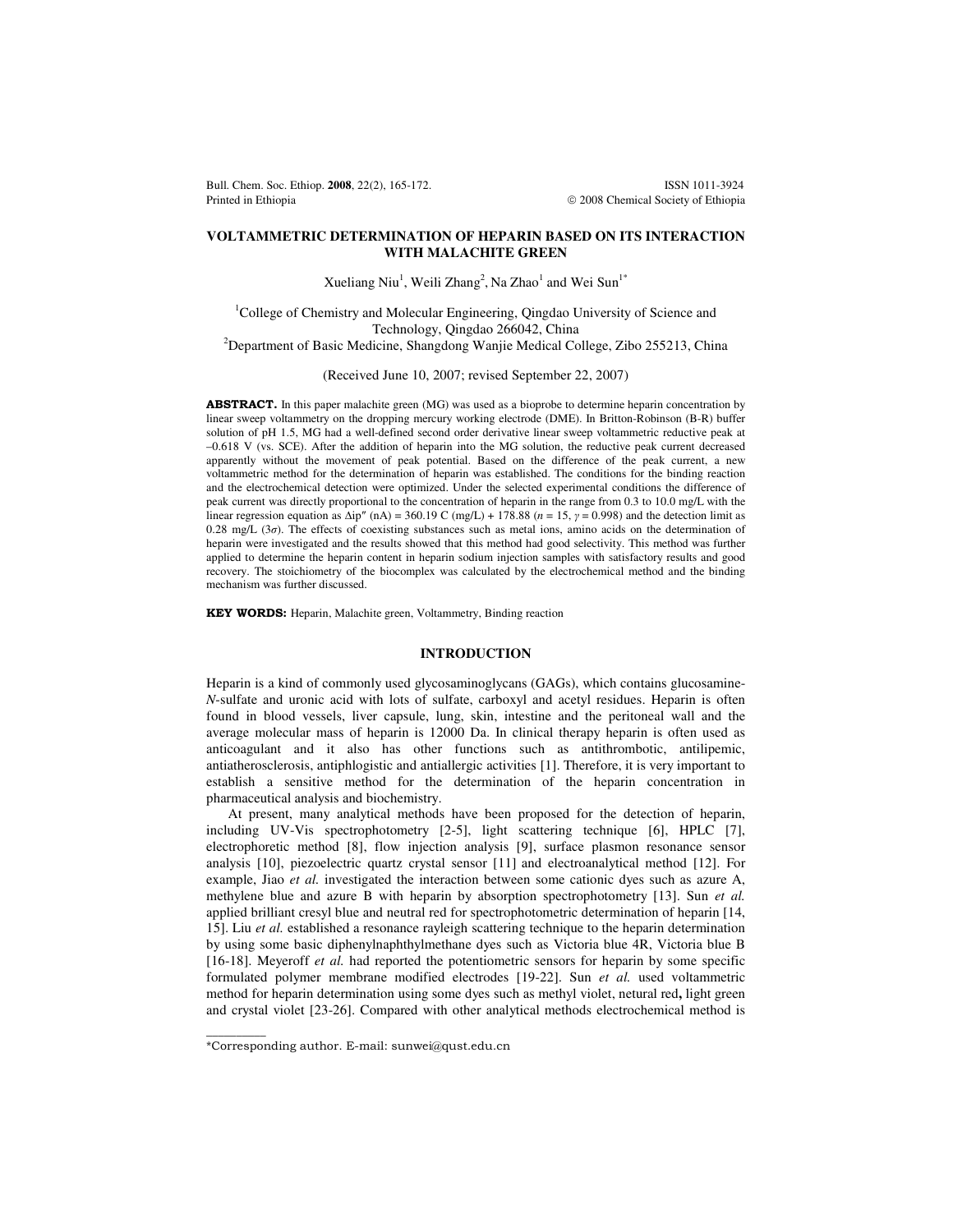# VOLTAMMETRIC DETERMINATION OF HEPARIN BASED ON ITS INTERACTION WITH MALACHITE GREEN

Xueliang Niu[1], Weili Zhang[2], Na Zhao[1] and Wei Sun[1*]

[1]College of Chemistry and Molecular Engineering, Qingdao University of Science and Technology, Qingdao 266042, China

[2]Department of Basic Medicine, Shangdong Wanjie Medical College, Zibo 255213, China

(Received June 10, 2007; revised September 22, 2007)

**ABSTRACT.** In this paper malachite green (MG) was used as a bioprobe to determine heparin concentration by linear sweep voltammetry on the dropping mercury working electrode (DME). In Britton-Robinson (B-R) buffer solution of pH 1.5, MG had a well-defined second order derivative linear sweep voltammetric reductive peak at –0.618 V (vs. SCE). After the addition of heparin into the MG solution, the reductive peak current decreased apparently without the movement of peak potential. Based on the difference of the peak current, a new voltammetric method for the determination of heparin was established. The conditions for the binding reaction and the electrochemical detection were optimized. Under the selected experimental conditions the difference of peak current was directly proportional to the concentration of heparin in the range from 0.3 to 10.0 mg/L with the linear regression equation as $\Delta ip''$ (nA) = 360.19 C (mg/L) + 178.88 ($n$ = 15, $\gamma$ = 0.998) and the detection limit as 0.28 mg/L (3$\sigma$). The effects of coexisting substances such as metal ions, amino acids on the determination of heparin were investigated and the results showed that this method had good selectivity. This method was further applied to determine the heparin content in heparin sodium injection samples with satisfactory results and good recovery. The stoichiometry of the biocomplex was calculated by the electrochemical method and the binding mechanism was further discussed.

**KEY WORDS:** Heparin, Malachite green, Voltammetry, Binding reaction

## INTRODUCTION

Heparin is a kind of commonly used glycosaminoglycans (GAGs), which contains glucosamine-*N*-sulfate and uronic acid with lots of sulfate, carboxyl and acetyl residues. Heparin is often found in blood vessels, liver capsule, lung, skin, intestine and the peritoneal wall and the average molecular mass of heparin is 12000 Da. In clinical therapy heparin is often used as anticoagulant and it also has other functions such as antithrombotic, antilipemic, antiatherosclerosis, antiphlogistic and antiallergic activities [1]. Therefore, it is very important to establish a sensitive method for the determination of the heparin concentration in pharmaceutical analysis and biochemistry.

At present, many analytical methods have been proposed for the detection of heparin, including UV-Vis spectrophotometry [2-5], light scattering technique [6], HPLC [7], electrophoretic method [8], flow injection analysis [9], surface plasmon resonance sensor analysis [10], piezoelectric quartz crystal sensor [11] and electroanalytical method [12]. For example, Jiao *et al.* investigated the interaction between some cationic dyes such as azure A, methylene blue and azure B with heparin by absorption spectrophotometry [13]. Sun *et al.* applied brilliant cresyl blue and neutral red for spectrophotometric determination of heparin [14, 15]. Liu *et al.* established a resonance rayleigh scattering technique to the heparin determination by using some basic diphenylnaphthylmethane dyes such as Victoria blue 4R, Victoria blue B [16-18]. Meyeroff *et al.* had reported the potentiometric sensors for heparin by some specific formulated polymer membrane modified electrodes [19-22]. Sun *et al.* used voltammetric method for heparin determination using some dyes such as methyl violet, netural red**,** light green and crystal violet [23-26]. Compared with other analytical methods electrochemical method is

*Corresponding author. E-mail: sunwei@qust.edu.cn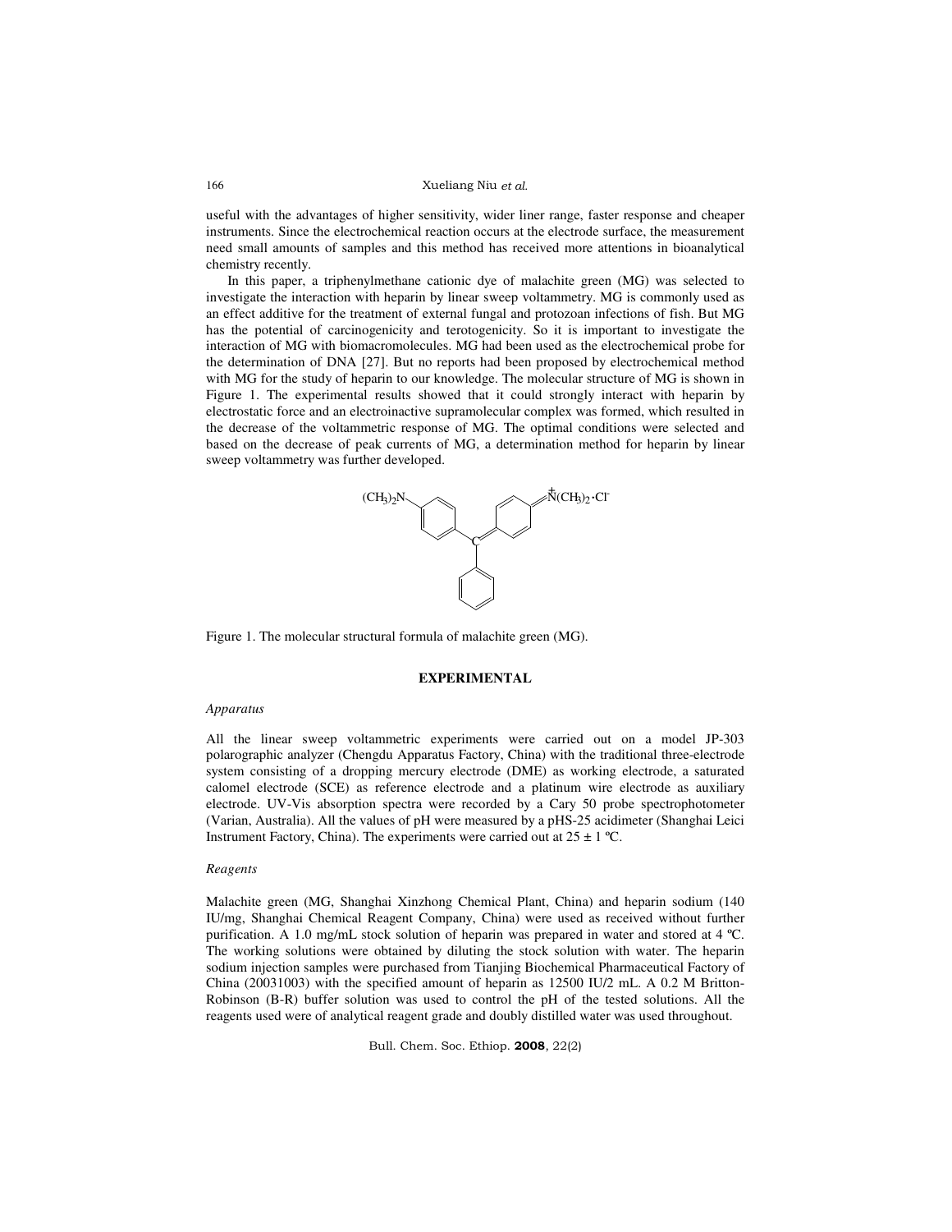useful with the advantages of higher sensitivity, wider liner range, faster response and cheaper instruments. Since the electrochemical reaction occurs at the electrode surface, the measurement need small amounts of samples and this method has received more attentions in bioanalytical chemistry recently.

In this paper, a triphenylmethane cationic dye of malachite green (MG) was selected to investigate the interaction with heparin by linear sweep voltammetry. MG is commonly used as an effect additive for the treatment of external fungal and protozoan infections of fish. But MG has the potential of carcinogenicity and terotogenicity. So it is important to investigate the interaction of MG with biomacromolecules. MG had been used as the electrochemical probe for the determination of DNA [27]. But no reports had been proposed by electrochemical method with MG for the study of heparin to our knowledge. The molecular structure of MG is shown in Figure 1. The experimental results showed that it could strongly interact with heparin by electrostatic force and an electroinactive supramolecular complex was formed, which resulted in the decrease of the voltammetric response of MG. The optimal conditions were selected and based on the decrease of peak currents of MG, a determination method for heparin by linear sweep voltammetry was further developed.

$(CH_3)_2N$ — C — $\overset{+}{N}(CH_3)_2 \cdot Cl^-$

Figure 1. The molecular structural formula of malachite green (MG).

## EXPERIMENTAL

### *Apparatus*

All the linear sweep voltammetric experiments were carried out on a model JP-303 polarographic analyzer (Chengdu Apparatus Factory, China) with the traditional three-electrode system consisting of a dropping mercury electrode (DME) as working electrode, a saturated calomel electrode (SCE) as reference electrode and a platinum wire electrode as auxiliary electrode. UV-Vis absorption spectra were recorded by a Cary 50 probe spectrophotometer (Varian, Australia). All the values of pH were measured by a pHS-25 acidimeter (Shanghai Leici Instrument Factory, China). The experiments were carried out at 25 ± 1 ºC.

### *Reagents*

Malachite green (MG, Shanghai Xinzhong Chemical Plant, China) and heparin sodium (140 IU/mg, Shanghai Chemical Reagent Company, China) were used as received without further purification. A 1.0 mg/mL stock solution of heparin was prepared in water and stored at 4 ºC. The working solutions were obtained by diluting the stock solution with water. The heparin sodium injection samples were purchased from Tianjing Biochemical Pharmaceutical Factory of China (20031003) with the specified amount of heparin as 12500 IU/2 mL. A 0.2 M Britton-Robinson (B-R) buffer solution was used to control the pH of the tested solutions. All the reagents used were of analytical reagent grade and doubly distilled water was used throughout.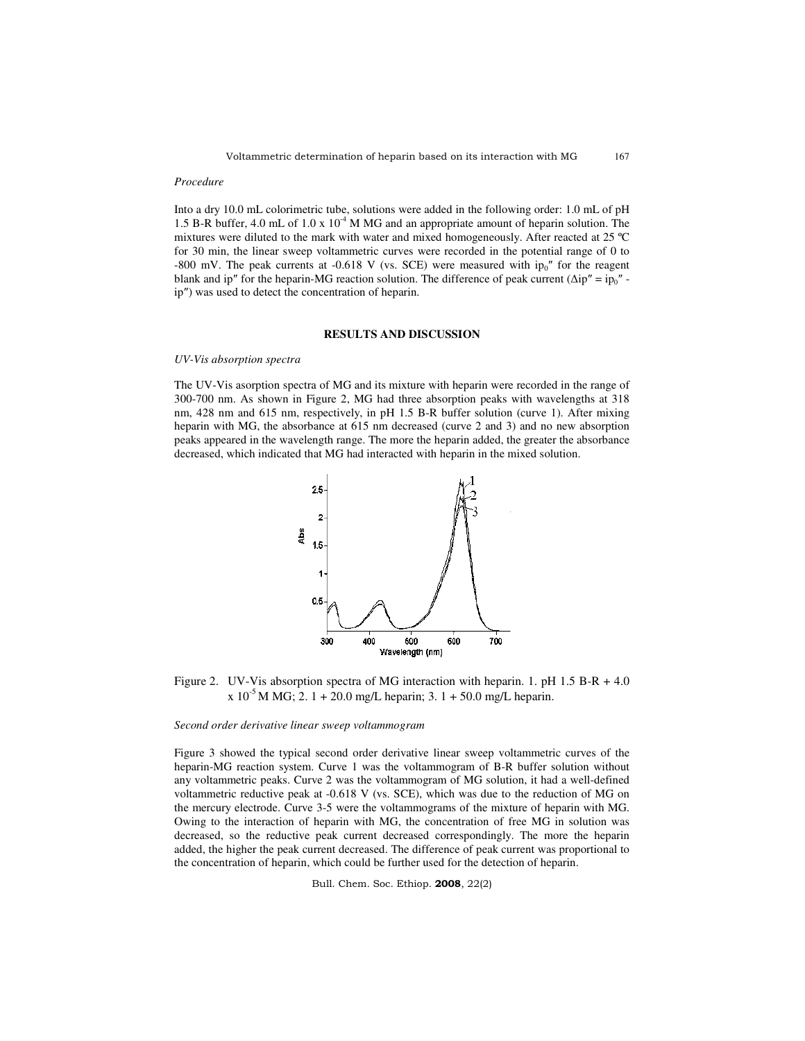*Procedure*

Into a dry 10.0 mL colorimetric tube, solutions were added in the following order: 1.0 mL of pH 1.5 B-R buffer, 4.0 mL of 1.0 x $10^{-4}$ M MG and an appropriate amount of heparin solution. The mixtures were diluted to the mark with water and mixed homogeneously. After reacted at 25 ℃ for 30 min, the linear sweep voltammetric curves were recorded in the potential range of 0 to -800 mV. The peak currents at -0.618 V (vs. SCE) were measured with $ip_0''$ for the reagent blank and $ip''$ for the heparin-MG reaction solution. The difference of peak current ($\Delta ip'' = ip_0'' - ip''$) was used to detect the concentration of heparin.

## RESULTS AND DISCUSSION

*UV-Vis absorption spectra*

The UV-Vis asorption spectra of MG and its mixture with heparin were recorded in the range of 300-700 nm. As shown in Figure 2, MG had three absorption peaks with wavelengths at 318 nm, 428 nm and 615 nm, respectively, in pH 1.5 B-R buffer solution (curve 1). After mixing heparin with MG, the absorbance at 615 nm decreased (curve 2 and 3) and no new absorption peaks appeared in the wavelength range. The more the heparin added, the greater the absorbance decreased, which indicated that MG had interacted with heparin in the mixed solution.

Figure 2. UV-Vis absorption spectra of MG interaction with heparin. 1. pH 1.5 B-R + 4.0 x $10^{-5}$ M MG; 2. 1 + 20.0 mg/L heparin; 3. 1 + 50.0 mg/L heparin.

*Second order derivative linear sweep voltammogram*

Figure 3 showed the typical second order derivative linear sweep voltammetric curves of the heparin-MG reaction system. Curve 1 was the voltammogram of B-R buffer solution without any voltammetric peaks. Curve 2 was the voltammogram of MG solution, it had a well-defined voltammetric reductive peak at -0.618 V (vs. SCE), which was due to the reduction of MG on the mercury electrode. Curve 3-5 were the voltammograms of the mixture of heparin with MG. Owing to the interaction of heparin with MG, the concentration of free MG in solution was decreased, so the reductive peak current decreased correspondingly. The more the heparin added, the higher the peak current decreased. The difference of peak current was proportional to the concentration of heparin, which could be further used for the detection of heparin.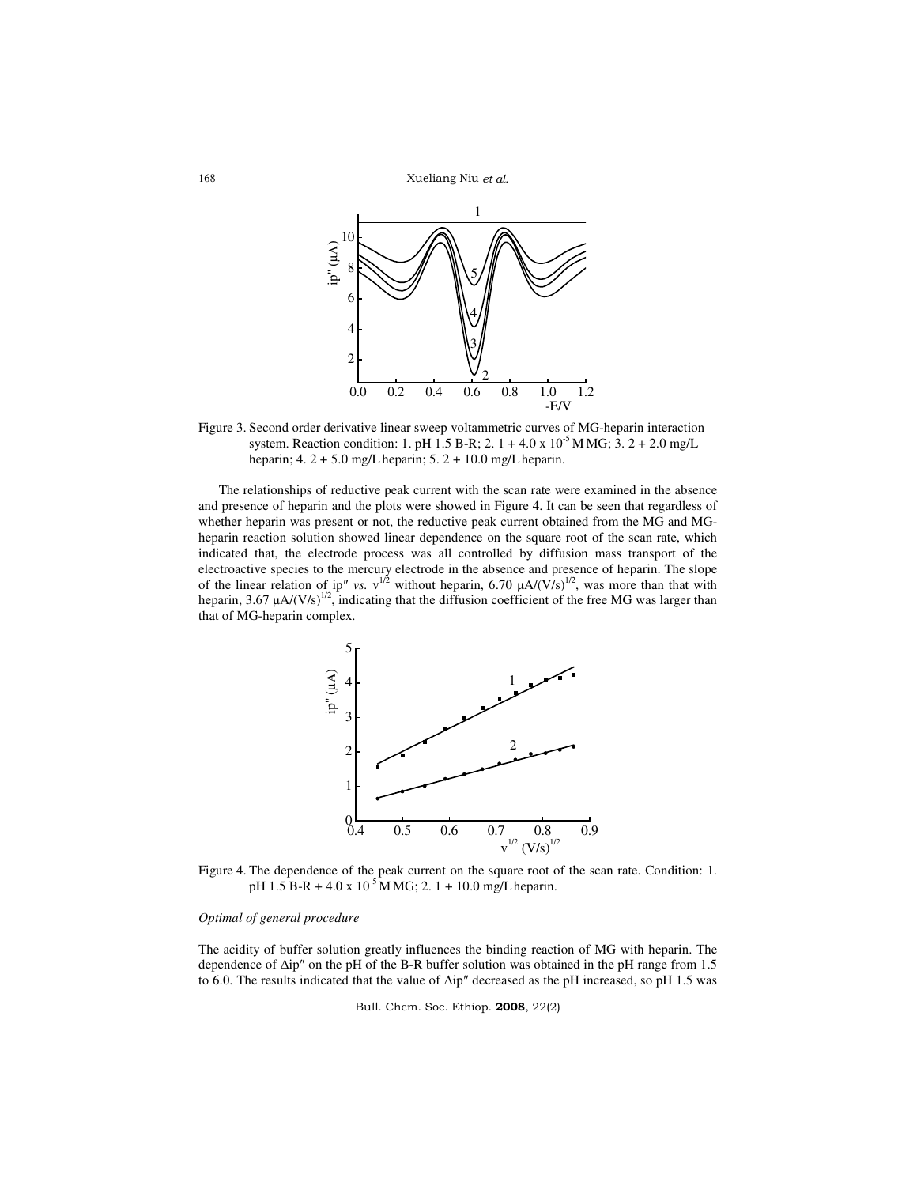Figure 3. Second order derivative linear sweep voltammetric curves of MG-heparin interaction system. Reaction condition: 1. pH 1.5 B-R; 2. 1 + 4.0 x $10^{-5}$ M MG; 3. 2 + 2.0 mg/L heparin; 4. 2 + 5.0 mg/L heparin; 5. 2 + 10.0 mg/L heparin.

The relationships of reductive peak current with the scan rate were examined in the absence and presence of heparin and the plots were showed in Figure 4. It can be seen that regardless of whether heparin was present or not, the reductive peak current obtained from the MG and MG-heparin reaction solution showed linear dependence on the square root of the scan rate, which indicated that, the electrode process was all controlled by diffusion mass transport of the electroactive species to the mercury electrode in the absence and presence of heparin. The slope of the linear relation of ip″ *vs.* $v^{1/2}$ without heparin, 6.70 μA/$(V/s)^{1/2}$, was more than that with heparin, 3.67 μA/$(V/s)^{1/2}$, indicating that the diffusion coefficient of the free MG was larger than that of MG-heparin complex.

Figure 4. The dependence of the peak current on the square root of the scan rate. Condition: 1. pH 1.5 B-R + 4.0 x $10^{-5}$ M MG; 2. 1 + 10.0 mg/L heparin.

*Optimal of general procedure*

The acidity of buffer solution greatly influences the binding reaction of MG with heparin. The dependence of Δip″ on the pH of the B-R buffer solution was obtained in the pH range from 1.5 to 6.0. The results indicated that the value of Δip″ decreased as the pH increased, so pH 1.5 was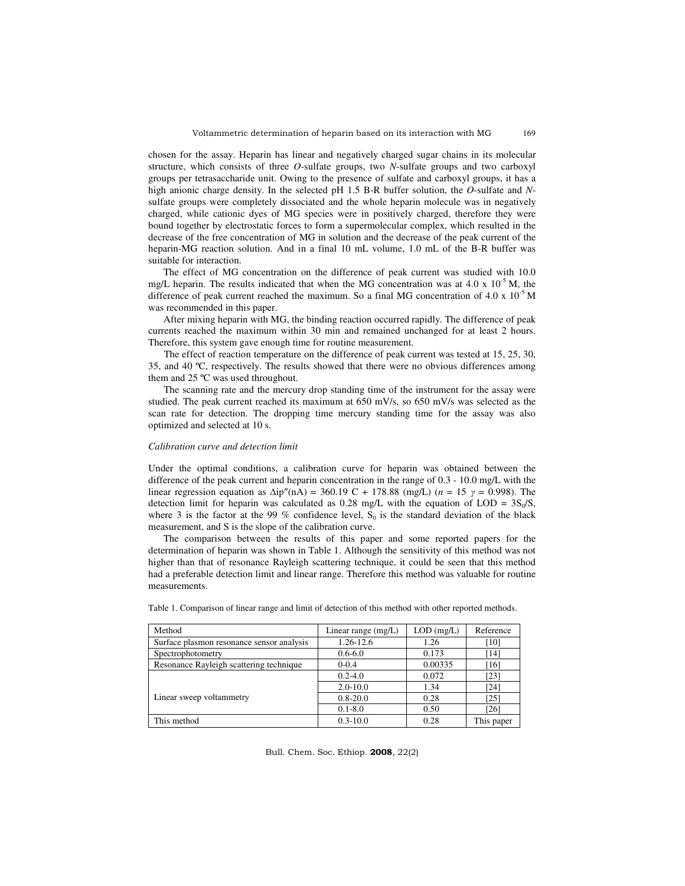chosen for the assay. Heparin has linear and negatively charged sugar chains in its molecular structure, which consists of three *O*-sulfate groups, two *N*-sulfate groups and two carboxyl groups per tetrasaccharide unit. Owing to the presence of sulfate and carboxyl groups, it has a high anionic charge density. In the selected pH 1.5 B-R buffer solution, the *O*-sulfate and *N*-sulfate groups were completely dissociated and the whole heparin molecule was in negatively charged, while cationic dyes of MG species were in positively charged, therefore they were bound together by electrostatic forces to form a supermolecular complex, which resulted in the decrease of the free concentration of MG in solution and the decrease of the peak current of the heparin-MG reaction solution. And in a final 10 mL volume, 1.0 mL of the B-R buffer was suitable for interaction.

The effect of MG concentration on the difference of peak current was studied with 10.0 mg/L heparin. The results indicated that when the MG concentration was at $4.0 \times 10^{-5}$ M, the difference of peak current reached the maximum. So a final MG concentration of $4.0 \times 10^{-5}$ M was recommended in this paper.

After mixing heparin with MG, the binding reaction occurred rapidly. The difference of peak currents reached the maximum within 30 min and remained unchanged for at least 2 hours. Therefore, this system gave enough time for routine measurement.

The effect of reaction temperature on the difference of peak current was tested at 15, 25, 30, 35, and 40 ºC, respectively. The results showed that there were no obvious differences among them and 25 ºC was used throughout.

The scanning rate and the mercury drop standing time of the instrument for the assay were studied. The peak current reached its maximum at 650 mV/s, so 650 mV/s was selected as the scan rate for detection. The dropping time mercury standing time for the assay was also optimized and selected at 10 s.

*Calibration curve and detection limit*

Under the optimal conditions, a calibration curve for heparin was obtained between the difference of the peak current and heparin concentration in the range of 0.3 - 10.0 mg/L with the linear regression equation as $\Delta ip''$(nA) = 360.19 C + 178.88 (mg/L) ($n$ = 15 $\gamma$ = 0.998). The detection limit for heparin was calculated as 0.28 mg/L with the equation of LOD = $3S_0/S$, where 3 is the factor at the 99 % confidence level, $S_0$ is the standard deviation of the black measurement, and S is the slope of the calibration curve.

The comparison between the results of this paper and some reported papers for the determination of heparin was shown in Table 1. Although the sensitivity of this method was not higher than that of resonance Rayleigh scattering technique, it could be seen that this method had a preferable detection limit and linear range. Therefore this method was valuable for routine measurements.

Table 1. Comparison of linear range and limit of detection of this method with other reported methods.

| Method | Linear range (mg/L) | LOD (mg/L) | Reference |
|---|---|---|---|
| Surface plasmon resonance sensor analysis | 1.26-12.6 | 1.26 | [10] |
| Spectrophotometry | 0.6-6.0 | 0.173 | [14] |
| Resonance Rayleigh scattering technique | 0-0.4 | 0.00335 | [16] |
| Linear sweep voltammetry | 0.2-4.0 | 0.072 | [23] |
| | 2.0-10.0 | 1.34 | [24] |
| | 0.8-20.0 | 0.28 | [25] |
| | 0.1-8.0 | 0.50 | [26] |
| This method | 0.3-10.0 | 0.28 | This paper |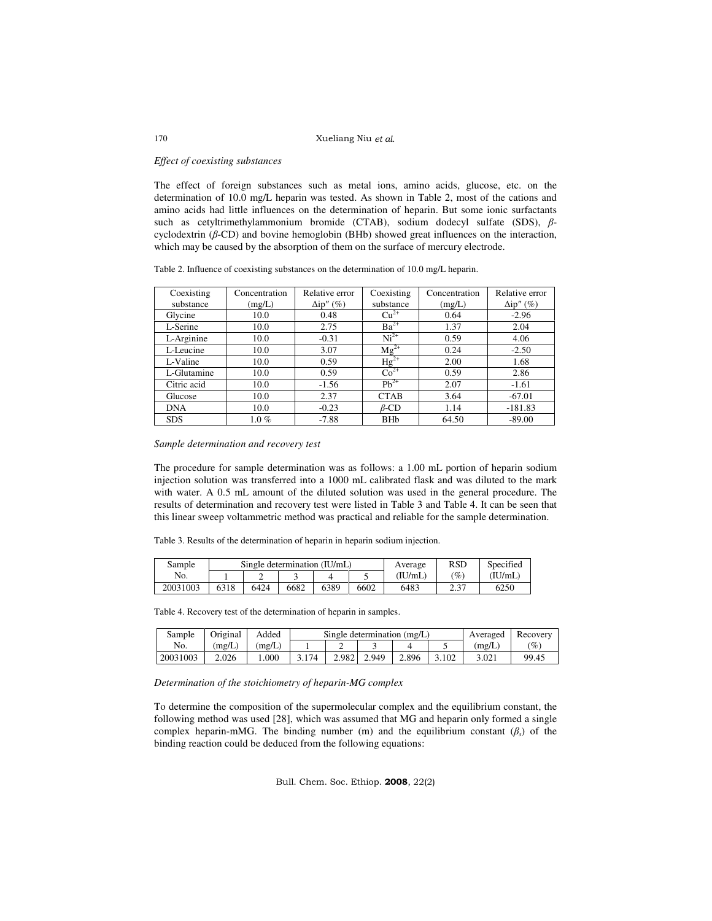*Effect of coexisting substances*

The effect of foreign substances such as metal ions, amino acids, glucose, etc. on the determination of 10.0 mg/L heparin was tested. As shown in Table 2, most of the cations and amino acids had little influences on the determination of heparin. But some ionic surfactants such as cetyltrimethylammonium bromide (CTAB), sodium dodecyl sulfate (SDS), $\beta$-cyclodextrin ($\beta$-CD) and bovine hemoglobin (BHb) showed great influences on the interaction, which may be caused by the absorption of them on the surface of mercury electrode.

Table 2. Influence of coexisting substances on the determination of 10.0 mg/L heparin.

| Coexisting substance | Concentration (mg/L) | Relative error $\Delta ip''$ (%) | Coexisting substance | Concentration (mg/L) | Relative error $\Delta ip''$ (%) |
|---|---|---|---|---|---|
| Glycine | 10.0 | 0.48 | $Cu^{2+}$ | 0.64 | -2.96 |
| L-Serine | 10.0 | 2.75 | $Ba^{2+}$ | 1.37 | 2.04 |
| L-Arginine | 10.0 | -0.31 | $Ni^{2+}$ | 0.59 | 4.06 |
| L-Leucine | 10.0 | 3.07 | $Mg^{2+}$ | 0.24 | -2.50 |
| L-Valine | 10.0 | 0.59 | $Hg^{2+}$ | 2.00 | 1.68 |
| L-Glutamine | 10.0 | 0.59 | $Co^{2+}$ | 0.59 | 2.86 |
| Citric acid | 10.0 | -1.56 | $Pb^{2+}$ | 2.07 | -1.61 |
| Glucose | 10.0 | 2.37 | CTAB | 3.64 | -67.01 |
| DNA | 10.0 | -0.23 | $\beta$-CD | 1.14 | -181.83 |
| SDS | 1.0 % | -7.88 | BHb | 64.50 | -89.00 |

*Sample determination and recovery test*

The procedure for sample determination was as follows: a 1.00 mL portion of heparin sodium injection solution was transferred into a 1000 mL calibrated flask and was diluted to the mark with water. A 0.5 mL amount of the diluted solution was used in the general procedure. The results of determination and recovery test were listed in Table 3 and Table 4. It can be seen that this linear sweep voltammetric method was practical and reliable for the sample determination.

Table 3. Results of the determination of heparin in heparin sodium injection.

| Sample No. | Single determination (IU/mL) | | | | | Average (IU/mL) | RSD (%) | Specified (IU/mL) |
|---|---|---|---|---|---|---|---|---|
| | 1 | 2 | 3 | 4 | 5 | | | |
| 20031003 | 6318 | 6424 | 6682 | 6389 | 6602 | 6483 | 2.37 | 6250 |

Table 4. Recovery test of the determination of heparin in samples.

| Sample No. | Original (mg/L) | Added (mg/L) | Single determination (mg/L) | | | | | Averaged (mg/L) | Recovery (%) |
|---|---|---|---|---|---|---|---|---|---|
| | | | 1 | 2 | 3 | 4 | 5 | | |
| 20031003 | 2.026 | 1.000 | 3.174 | 2.982 | 2.949 | 2.896 | 3.102 | 3.021 | 99.45 |

*Determination of the stoichiometry of heparin-MG complex*

To determine the composition of the supermolecular complex and the equilibrium constant, the following method was used [28], which was assumed that MG and heparin only formed a single complex heparin-mMG. The binding number (m) and the equilibrium constant ($\beta_s$) of the binding reaction could be deduced from the following equations: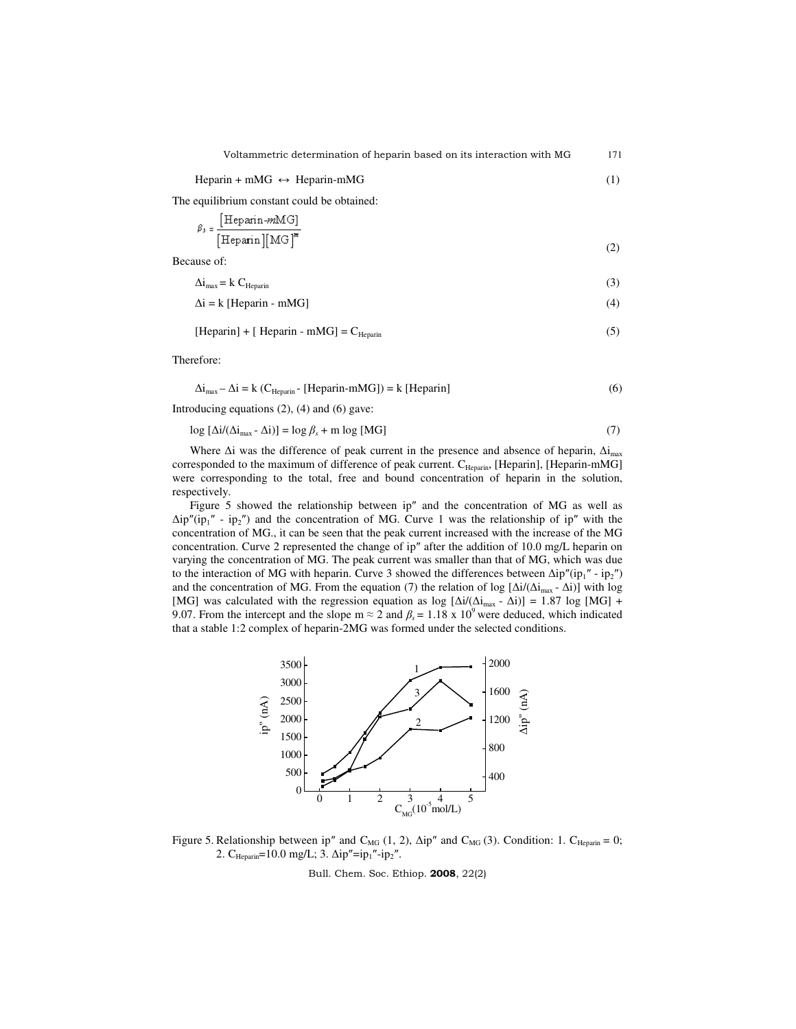$$\text{Heparin} + m\text{MG} \leftrightarrow \text{Heparin-}m\text{MG} \tag{1}$$

The equilibrium constant could be obtained:

$$\beta_s = \frac{[\text{Heparin-}m\text{MG}]}{[\text{Heparin}][\text{MG}]^m} \tag{2}$$

Because of:

$$\Delta i_{max} = k\, C_{Heparin} \tag{3}$$

$$\Delta i = k\, [\text{Heparin - }m\text{MG}] \tag{4}$$

$$[\text{Heparin}] + [\text{ Heparin - }m\text{MG}] = C_{Heparin} \tag{5}$$

Therefore:

$$\Delta i_{max} - \Delta i = k\,(C_{Heparin} - [\text{Heparin-}m\text{MG}]) = k\,[\text{Heparin}] \tag{6}$$

Introducing equations (2), (4) and (6) gave:

$$\log\,[\Delta i/(\Delta i_{max} - \Delta i)] = \log \beta_s + m \log\,[\text{MG}] \tag{7}$$

Where $\Delta i$ was the difference of peak current in the presence and absence of heparin, $\Delta i_{max}$ corresponded to the maximum of difference of peak current. $C_{Heparin}$, [Heparin], [Heparin-mMG] were corresponding to the total, free and bound concentration of heparin in the solution, respectively.

Figure 5 showed the relationship between ip″ and the concentration of MG as well as $\Delta$ip″($ip_1'' - ip_2''$) and the concentration of MG. Curve 1 was the relationship of ip″ with the concentration of MG., it can be seen that the peak current increased with the increase of the MG concentration. Curve 2 represented the change of ip″ after the addition of 10.0 mg/L heparin on varying the concentration of MG. The peak current was smaller than that of MG, which was due to the interaction of MG with heparin. Curve 3 showed the differences between $\Delta$ip″($ip_1'' - ip_2''$) and the concentration of MG. From the equation (7) the relation of log [$\Delta i/(\Delta i_{max} - \Delta i)$] with log [MG] was calculated with the regression equation as log [$\Delta i/(\Delta i_{max} - \Delta i)$] = 1.87 log [MG] + 9.07. From the intercept and the slope $m \approx 2$ and $\beta_s = 1.18 \times 10^9$ were deduced, which indicated that a stable 1:2 complex of heparin-2MG was formed under the selected conditions.

Figure 5. Relationship between ip″ and $C_{MG}$ (1, 2), $\Delta$ip″ and $C_{MG}$ (3). Condition: 1. $C_{Heparin} = 0$; 2. $C_{Heparin}$=10.0 mg/L; 3. $\Delta ip'' = ip_1'' - ip_2''$.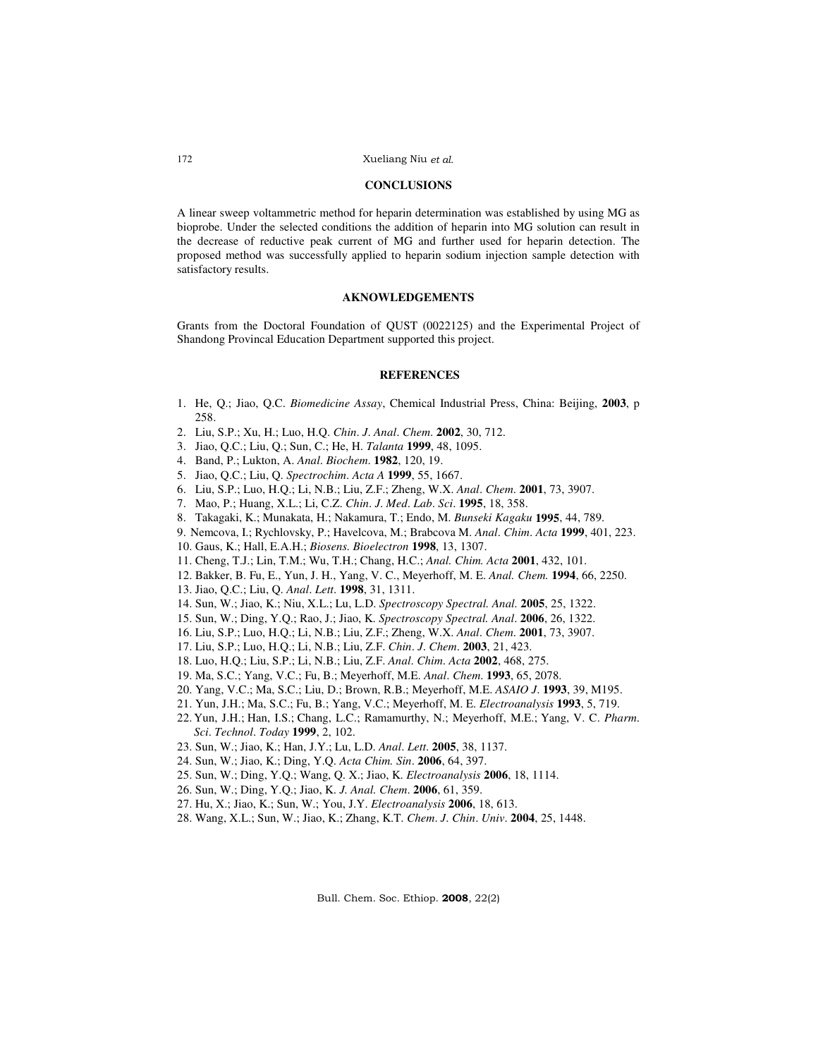## CONCLUSIONS

A linear sweep voltammetric method for heparin determination was established by using MG as bioprobe. Under the selected conditions the addition of heparin into MG solution can result in the decrease of reductive peak current of MG and further used for heparin detection. The proposed method was successfully applied to heparin sodium injection sample detection with satisfactory results.

## AKNOWLEDGEMENTS

Grants from the Doctoral Foundation of QUST (0022125) and the Experimental Project of Shandong Provincal Education Department supported this project.

## REFERENCES

1. He, Q.; Jiao, Q.C. *Biomedicine Assay*, Chemical Industrial Press, China: Beijing, **2003**, p 258.
2. Liu, S.P.; Xu, H.; Luo, H.Q. *Chin*. *J*. *Anal*. *Chem*. **2002**, 30, 712.
3. Jiao, Q.C.; Liu, Q.; Sun, C.; He, H. *Talanta* **1999**, 48, 1095.
4. Band, P.; Lukton, A. *Anal*. *Biochem*. **1982**, 120, 19.
5. Jiao, Q.C.; Liu, Q. *Spectrochim*. *Acta A* **1999**, 55, 1667.
6. Liu, S.P.; Luo, H.Q.; Li, N.B.; Liu, Z.F.; Zheng, W.X. *Anal*. *Chem*. **2001**, 73, 3907.
7. Mao, P.; Huang, X.L.; Li, C.Z. *Chin*. *J*. *Med*. *Lab*. *Sci*. **1995**, 18, 358.
8. Takagaki, K.; Munakata, H.; Nakamura, T.; Endo, M. *Bunseki Kagaku* **1995**, 44, 789.
9. Nemcova, I.; Rychlovsky, P.; Havelcova, M.; Brabcova M. *Anal*. *Chim*. *Acta* **1999**, 401, 223.
10. Gaus, K.; Hall, E.A.H.; *Biosens. Bioelectron* **1998**, 13, 1307.
11. Cheng, T.J.; Lin, T.M.; Wu, T.H.; Chang, H.C.; *Anal. Chim. Acta* **2001**, 432, 101.
12. Bakker, B. Fu, E., Yun, J. H., Yang, V. C., Meyerhoff, M. E. *Anal. Chem.* **1994**, 66, 2250.
13. Jiao, Q.C.; Liu, Q. *Anal*. *Lett*. **1998**, 31, 1311.
14. Sun, W.; Jiao, K.; Niu, X.L.; Lu, L.D. *Spectroscopy Spectral. Anal.* **2005**, 25, 1322.
15. Sun, W.; Ding, Y.Q.; Rao, J.; Jiao, K. *Spectroscopy Spectral. Anal*. **2006**, 26, 1322.
16. Liu, S.P.; Luo, H.Q.; Li, N.B.; Liu, Z.F.; Zheng, W.X. *Anal*. *Chem*. **2001**, 73, 3907.
17. Liu, S.P.; Luo, H.Q.; Li, N.B.; Liu, Z.F. *Chin*. *J*. *Chem*. **2003**, 21, 423.
18. Luo, H.Q.; Liu, S.P.; Li, N.B.; Liu, Z.F. *Anal*. *Chim*. *Acta* **2002**, 468, 275.
19. Ma, S.C.; Yang, V.C.; Fu, B.; Meyerhoff, M.E. *Anal*. *Chem*. **1993**, 65, 2078.
20. Yang, V.C.; Ma, S.C.; Liu, D.; Brown, R.B.; Meyerhoff, M.E. *ASAIO J*. **1993**, 39, M195.
21. Yun, J.H.; Ma, S.C.; Fu, B.; Yang, V.C.; Meyerhoff, M. E. *Electroanalysis* **1993**, 5, 719.
22. Yun, J.H.; Han, I.S.; Chang, L.C.; Ramamurthy, N.; Meyerhoff, M.E.; Yang, V. C. *Pharm*. *Sci*. *Technol*. *Today* **1999**, 2, 102.
23. Sun, W.; Jiao, K.; Han, J.Y.; Lu, L.D. *Anal*. *Lett*. **2005**, 38, 1137.
24. Sun, W.; Jiao, K.; Ding, Y.Q. *Acta Chim. Sin*. **2006**, 64, 397.
25. Sun, W.; Ding, Y.Q.; Wang, Q. X.; Jiao, K. *Electroanalysis* **2006**, 18, 1114.
26. Sun, W.; Ding, Y.Q.; Jiao, K. *J. Anal. Chem*. **2006**, 61, 359.
27. Hu, X.; Jiao, K.; Sun, W.; You, J.Y. *Electroanalysis* **2006**, 18, 613.
28. Wang, X.L.; Sun, W.; Jiao, K.; Zhang, K.T. *Chem*. *J*. *Chin*. *Univ*. **2004**, 25, 1448.